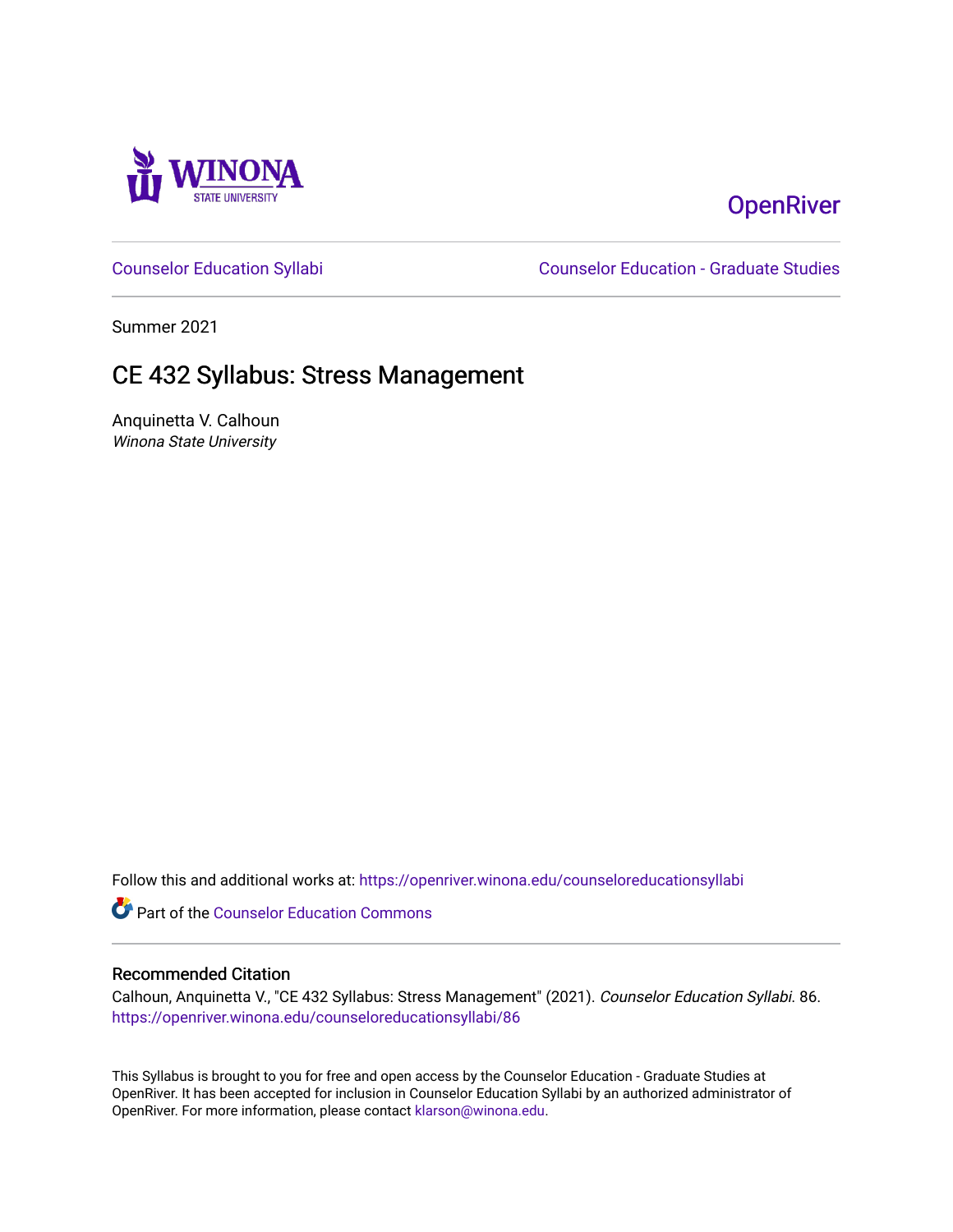OpenRiver

Counselor Education Syllabi

Counselor Education - Graduate Studies

Summer 2021

# CE 432 Syllabus: Stress Management

Anquinetta V. Calhoun
*Winona State University*

Follow this and additional works at: https://openriver.winona.edu/counseloreducationsyllabi

Part of the Counselor Education Commons

## Recommended Citation

Calhoun, Anquinetta V., "CE 432 Syllabus: Stress Management" (2021). *Counselor Education Syllabi*. 86.
https://openriver.winona.edu/counseloreducationsyllabi/86

This Syllabus is brought to you for free and open access by the Counselor Education - Graduate Studies at OpenRiver. It has been accepted for inclusion in Counselor Education Syllabi by an authorized administrator of OpenRiver. For more information, please contact klarson@winona.edu.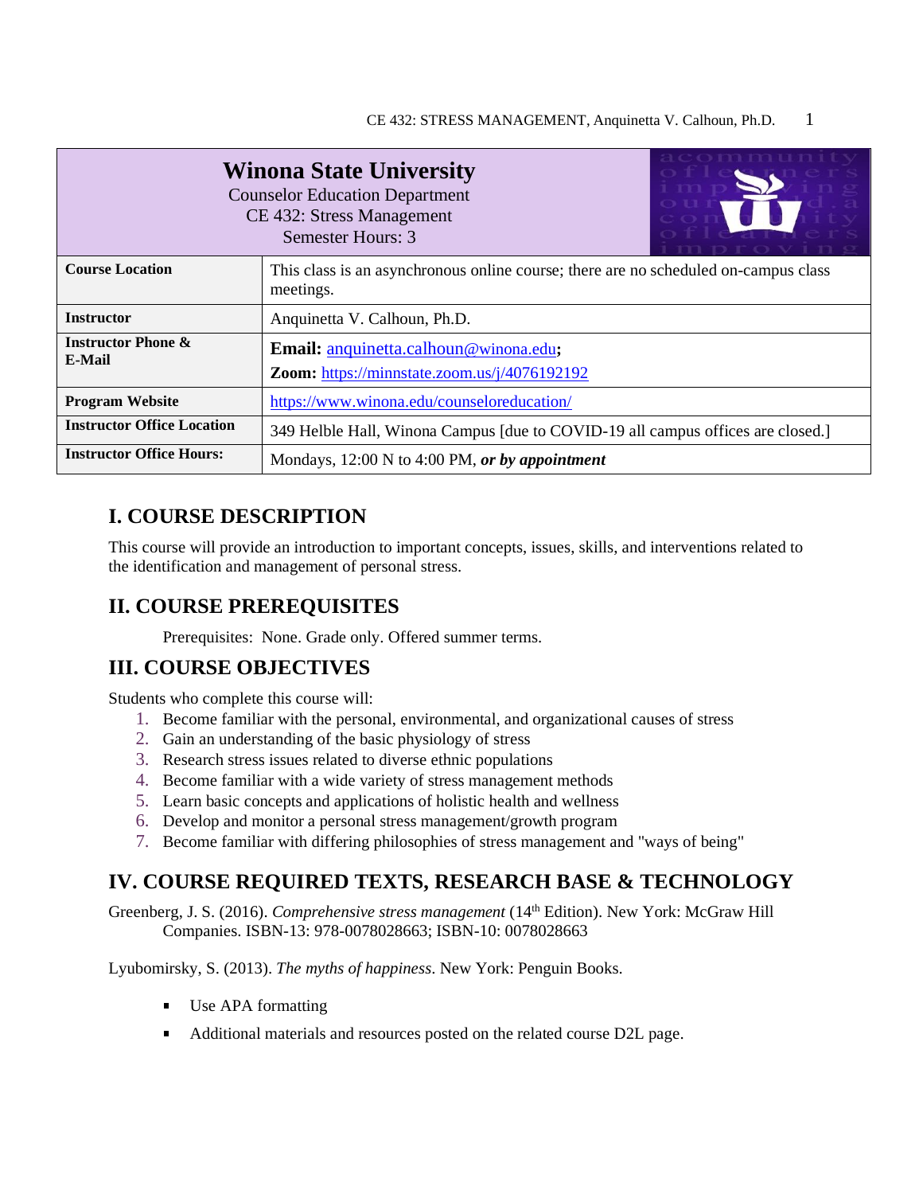| Winona State University<br>Counselor Education Department<br>CE 432: Stress Management<br>Semester Hours: 3 | |
|---|---|
| **Course Location** | This class is an asynchronous online course; there are no scheduled on-campus class meetings. |
| **Instructor** | Anquinetta V. Calhoun, Ph.D. |
| **Instructor Phone & E-Mail** | **Email:** anquinetta.calhoun@winona.edu**;**<br>**Zoom:** https://minnstate.zoom.us/j/4076192192 |
| **Program Website** | https://www.winona.edu/counseloreducation/ |
| **Instructor Office Location** | 349 Helble Hall, Winona Campus [due to COVID-19 all campus offices are closed.] |
| **Instructor Office Hours:** | Mondays, 12:00 N to 4:00 PM, ***or by appointment*** |

## I. COURSE DESCRIPTION

This course will provide an introduction to important concepts, issues, skills, and interventions related to the identification and management of personal stress.

## II. COURSE PREREQUISITES

Prerequisites: None. Grade only. Offered summer terms.

## III. COURSE OBJECTIVES

Students who complete this course will:

1. Become familiar with the personal, environmental, and organizational causes of stress
2. Gain an understanding of the basic physiology of stress
3. Research stress issues related to diverse ethnic populations
4. Become familiar with a wide variety of stress management methods
5. Learn basic concepts and applications of holistic health and wellness
6. Develop and monitor a personal stress management/growth program
7. Become familiar with differing philosophies of stress management and "ways of being"

## IV. COURSE REQUIRED TEXTS, RESEARCH BASE & TECHNOLOGY

Greenberg, J. S. (2016). *Comprehensive stress management* (14th Edition). New York: McGraw Hill Companies. ISBN-13: 978-0078028663; ISBN-10: 0078028663

Lyubomirsky, S. (2013). *The myths of happiness*. New York: Penguin Books.

- Use APA formatting
- Additional materials and resources posted on the related course D2L page.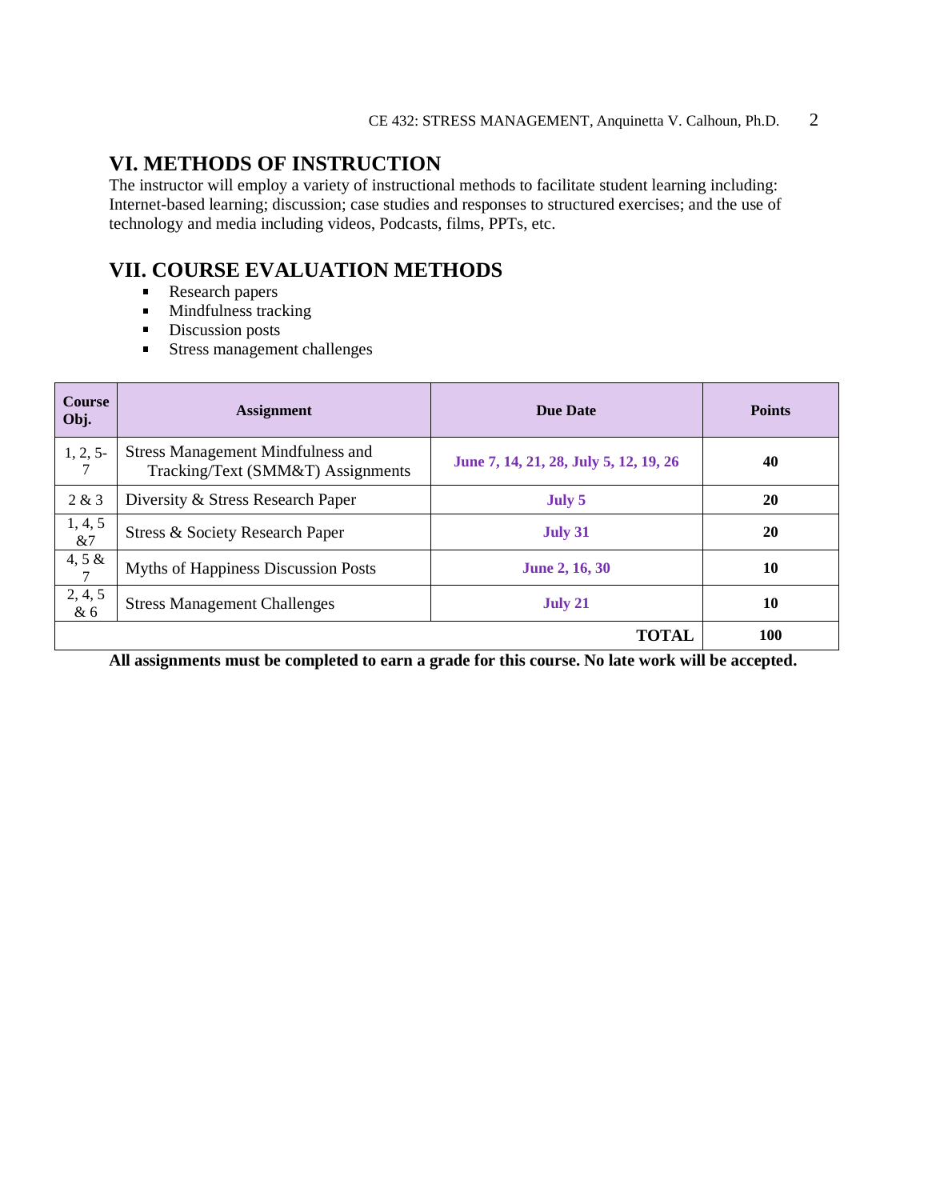## VI. METHODS OF INSTRUCTION

The instructor will employ a variety of instructional methods to facilitate student learning including: Internet-based learning; discussion; case studies and responses to structured exercises; and the use of technology and media including videos, Podcasts, films, PPTs, etc.

## VII. COURSE EVALUATION METHODS

- Research papers
- Mindfulness tracking
- Discussion posts
- Stress management challenges

| Course Obj. | Assignment | Due Date | Points |
|---|---|---|---|
| 1, 2, 5-7 | Stress Management Mindfulness and Tracking/Text (SMM&T) Assignments | **June 7, 14, 21, 28, July 5, 12, 19, 26** | **40** |
| 2 & 3 | Diversity & Stress Research Paper | **July 5** | **20** |
| 1, 4, 5 &7 | Stress & Society Research Paper | **July 31** | **20** |
| 4, 5 & 7 | Myths of Happiness Discussion Posts | **June 2, 16, 30** | **10** |
| 2, 4, 5 & 6 | Stress Management Challenges | **July 21** | **10** |
| | | **TOTAL** | **100** |

**All assignments must be completed to earn a grade for this course. No late work will be accepted.**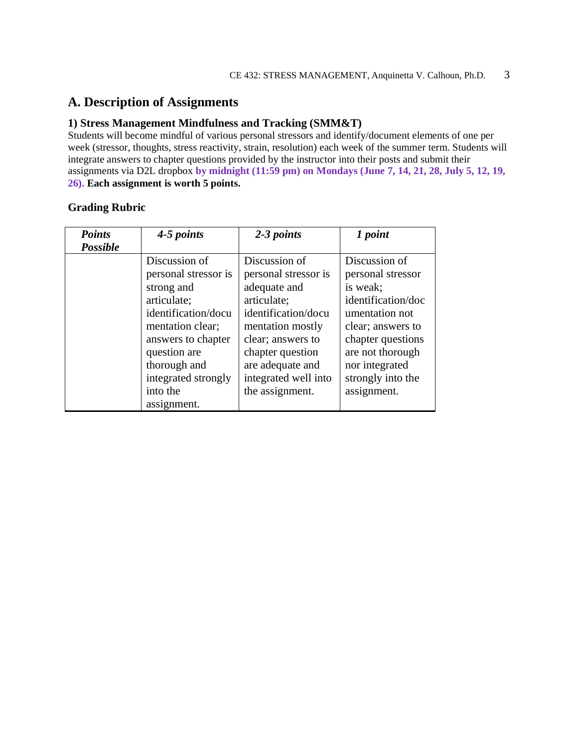## A. Description of Assignments

### 1) Stress Management Mindfulness and Tracking (SMM&T)

Students will become mindful of various personal stressors and identify/document elements of one per week (stressor, thoughts, stress reactivity, strain, resolution) each week of the summer term. Students will integrate answers to chapter questions provided by the instructor into their posts and submit their assignments via D2L dropbox **by midnight (11:59 pm) on Mondays (June 7, 14, 21, 28, July 5, 12, 19, 26).** **Each assignment is worth 5 points.**

### Grading Rubric

| ***Points Possible*** | ***4-5 points*** | ***2-3 points*** | ***1 point*** |
|---|---|---|---|
| | Discussion of personal stressor is strong and articulate; identification/documentation clear; answers to chapter question are thorough and integrated strongly into the assignment. | Discussion of personal stressor is adequate and articulate; identification/documentation mostly clear; answers to chapter question are adequate and integrated well into the assignment. | Discussion of personal stressor is weak; identification/documentation not clear; answers to chapter questions are not thorough nor integrated strongly into the assignment. |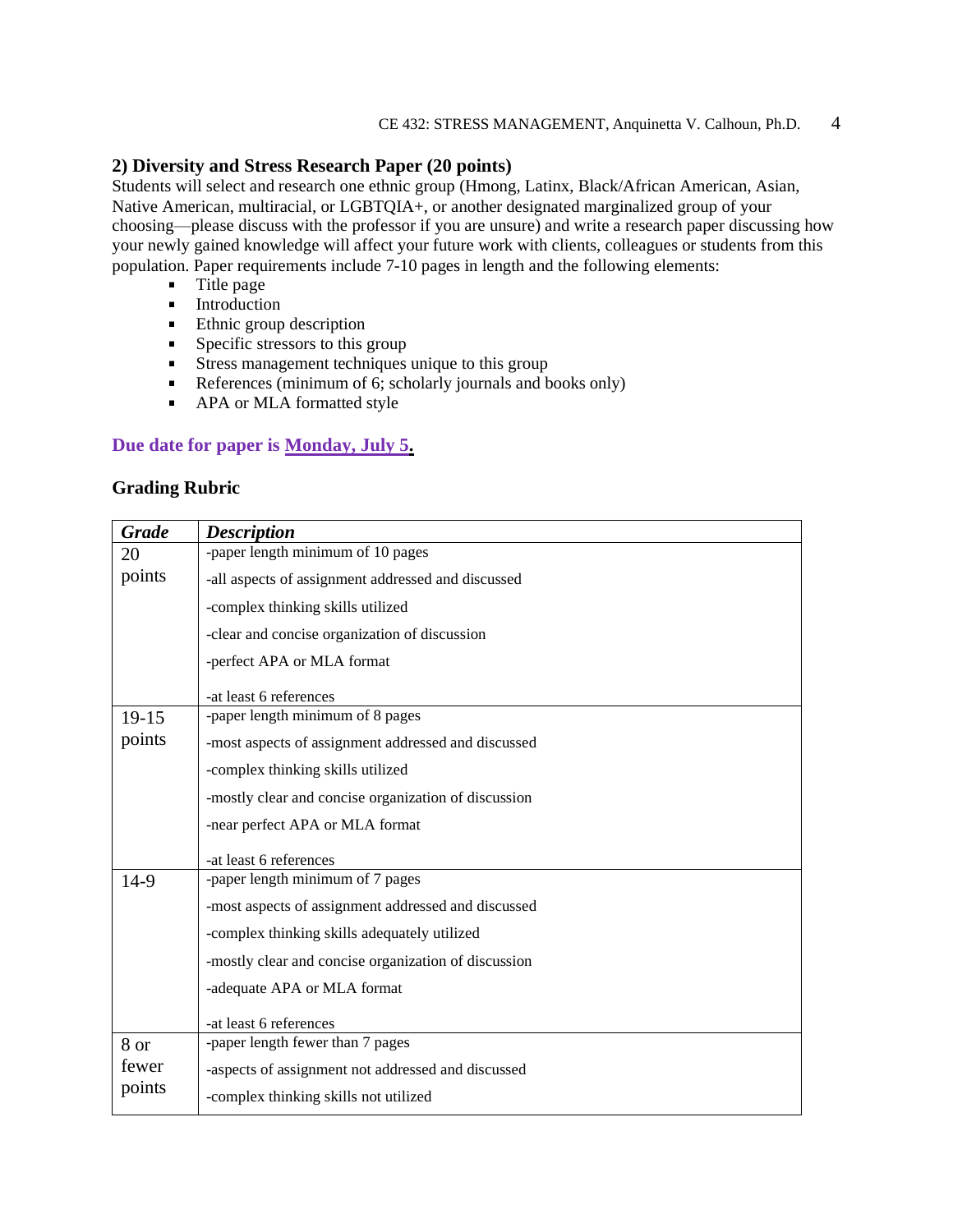### 2) Diversity and Stress Research Paper (20 points)

Students will select and research one ethnic group (Hmong, Latinx, Black/African American, Asian, Native American, multiracial, or LGBTQIA+, or another designated marginalized group of your choosing—please discuss with the professor if you are unsure) and write a research paper discussing how your newly gained knowledge will affect your future work with clients, colleagues or students from this population. Paper requirements include 7-10 pages in length and the following elements:

- Title page
- Introduction
- Ethnic group description
- Specific stressors to this group
- Stress management techniques unique to this group
- References (minimum of 6; scholarly journals and books only)
- APA or MLA formatted style

**Due date for paper is <u>Monday, July 5</u>.**

### Grading Rubric

| ***Grade*** | ***Description*** |
| --- | --- |
| 20 points | -paper length minimum of 10 pages<br>-all aspects of assignment addressed and discussed<br>-complex thinking skills utilized<br>-clear and concise organization of discussion<br>-perfect APA or MLA format<br>-at least 6 references |
| 19-15 points | -paper length minimum of 8 pages<br>-most aspects of assignment addressed and discussed<br>-complex thinking skills utilized<br>-mostly clear and concise organization of discussion<br>-near perfect APA or MLA format<br>-at least 6 references |
| 14-9 | -paper length minimum of 7 pages<br>-most aspects of assignment addressed and discussed<br>-complex thinking skills adequately utilized<br>-mostly clear and concise organization of discussion<br>-adequate APA or MLA format<br>-at least 6 references |
| 8 or fewer points | -paper length fewer than 7 pages<br>-aspects of assignment not addressed and discussed<br>-complex thinking skills not utilized |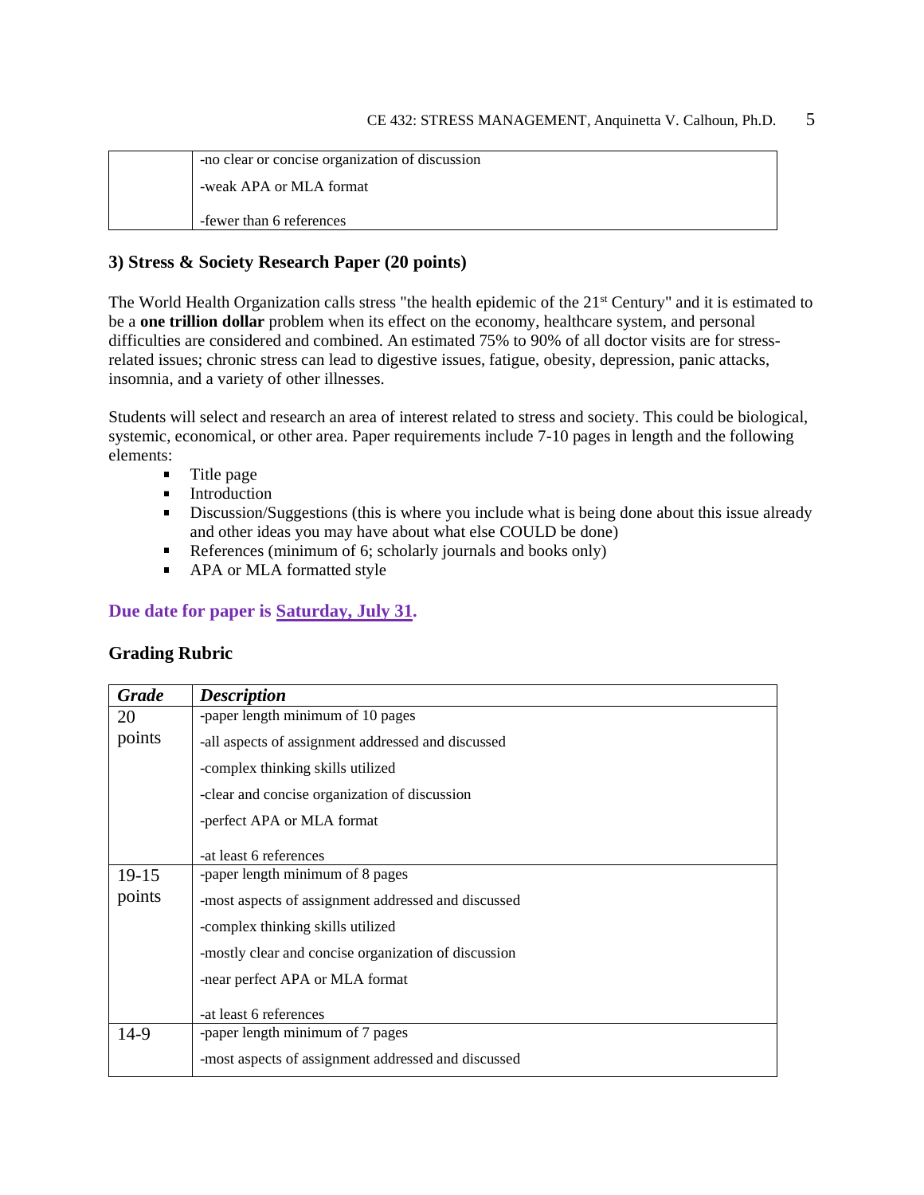| | |
|---|---|
| | -no clear or concise organization of discussion<br>-weak APA or MLA format<br>-fewer than 6 references |

### 3) Stress & Society Research Paper (20 points)

The World Health Organization calls stress "the health epidemic of the 21st Century" and it is estimated to be a **one trillion dollar** problem when its effect on the economy, healthcare system, and personal difficulties are considered and combined. An estimated 75% to 90% of all doctor visits are for stress-related issues; chronic stress can lead to digestive issues, fatigue, obesity, depression, panic attacks, insomnia, and a variety of other illnesses.

Students will select and research an area of interest related to stress and society. This could be biological, systemic, economical, or other area. Paper requirements include 7-10 pages in length and the following elements:

- Title page
- Introduction
- Discussion/Suggestions (this is where you include what is being done about this issue already and other ideas you may have about what else COULD be done)
- References (minimum of 6; scholarly journals and books only)
- APA or MLA formatted style

**Due date for paper is Saturday, July 31.**

### Grading Rubric

| *Grade* | *Description* |
|---|---|
| 20 points | -paper length minimum of 10 pages<br>-all aspects of assignment addressed and discussed<br>-complex thinking skills utilized<br>-clear and concise organization of discussion<br>-perfect APA or MLA format<br>-at least 6 references |
| 19-15 points | -paper length minimum of 8 pages<br>-most aspects of assignment addressed and discussed<br>-complex thinking skills utilized<br>-mostly clear and concise organization of discussion<br>-near perfect APA or MLA format<br>-at least 6 references |
| 14-9 | -paper length minimum of 7 pages<br>-most aspects of assignment addressed and discussed |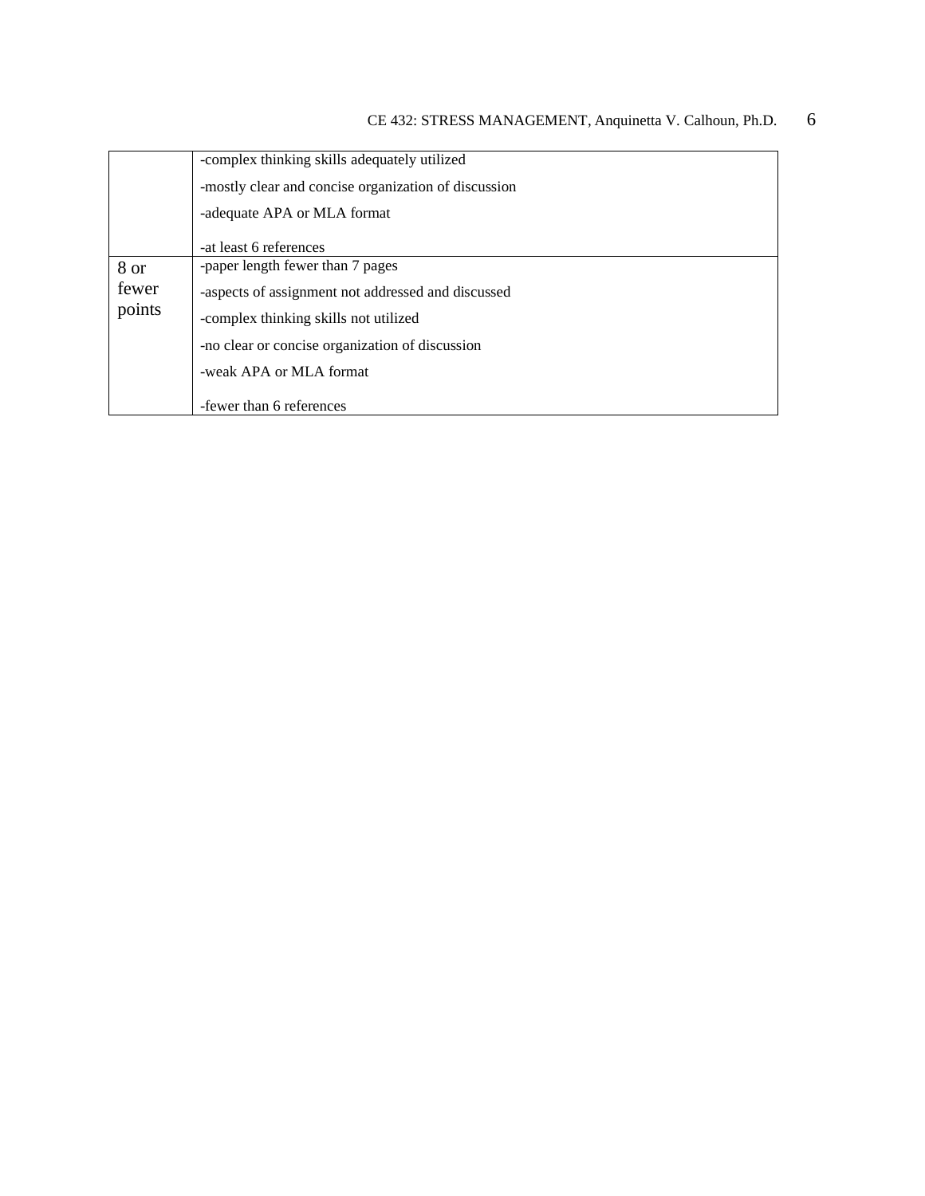| | |
|---|---|
| | -complex thinking skills adequately utilized<br>-mostly clear and concise organization of discussion<br>-adequate APA or MLA format<br>-at least 6 references |
| 8 or fewer points | -paper length fewer than 7 pages<br>-aspects of assignment not addressed and discussed<br>-complex thinking skills not utilized<br>-no clear or concise organization of discussion<br>-weak APA or MLA format<br>-fewer than 6 references |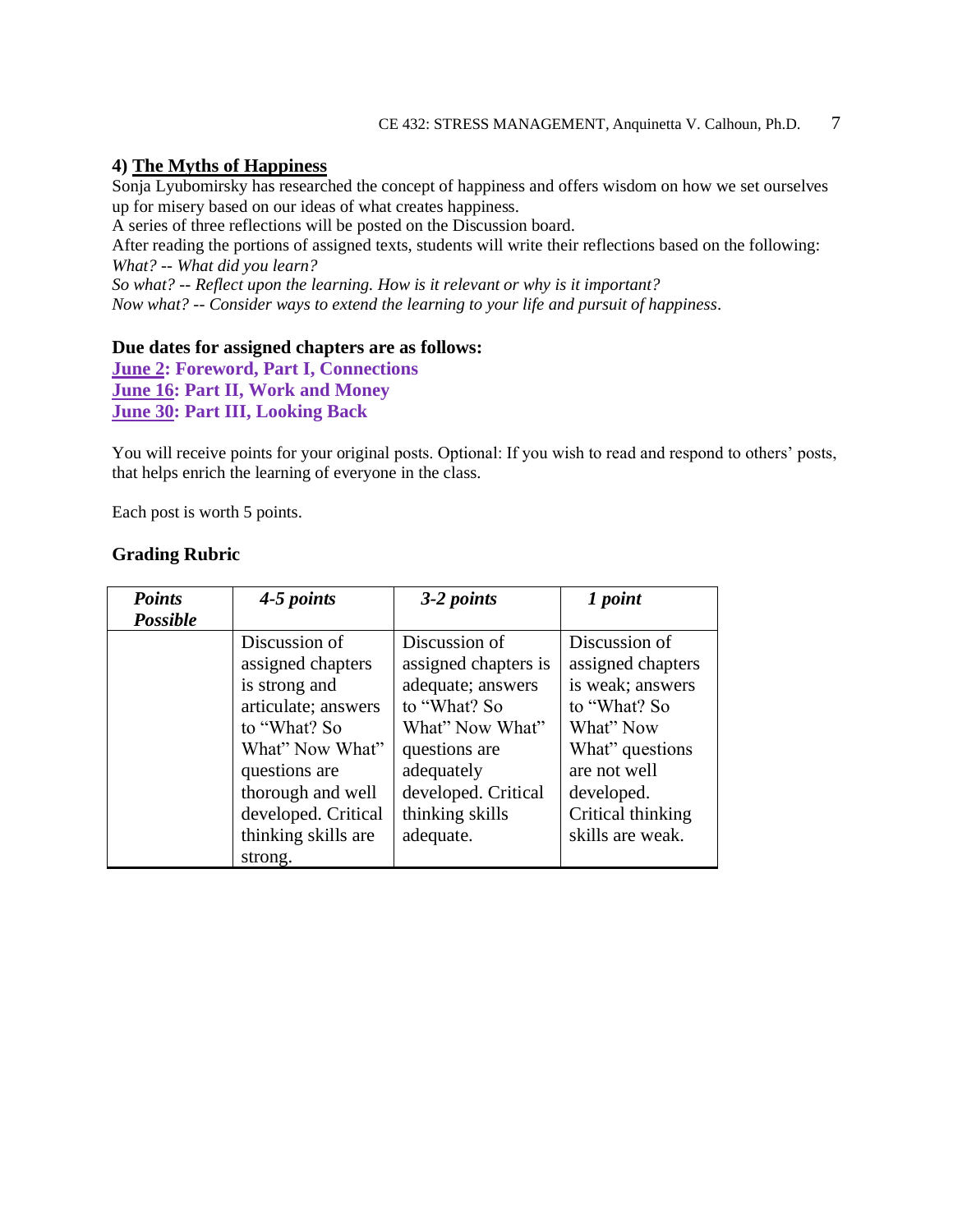### 4) The Myths of Happiness

Sonja Lyubomirsky has researched the concept of happiness and offers wisdom on how we set ourselves up for misery based on our ideas of what creates happiness.

A series of three reflections will be posted on the Discussion board.

After reading the portions of assigned texts, students will write their reflections based on the following:

*What? -- What did you learn?*

*So what? -- Reflect upon the learning. How is it relevant or why is it important?*

*Now what? -- Consider ways to extend the learning to your life and pursuit of happiness*.

**Due dates for assigned chapters are as follows:**

**June 2: Foreword, Part I, Connections**

**June 16: Part II, Work and Money**

**June 30: Part III, Looking Back**

You will receive points for your original posts. Optional: If you wish to read and respond to others' posts, that helps enrich the learning of everyone in the class.

Each post is worth 5 points.

**Grading Rubric**

| *Points Possible* | *4-5 points* | *3-2 points* | *1 point* |
|---|---|---|---|
| | Discussion of assigned chapters is strong and articulate; answers to "What? So What" Now What" questions are thorough and well developed. Critical thinking skills are strong. | Discussion of assigned chapters is adequate; answers to "What? So What" Now What" questions are adequately developed. Critical thinking skills adequate. | Discussion of assigned chapters is weak; answers to "What? So What" Now What" questions are not well developed. Critical thinking skills are weak. |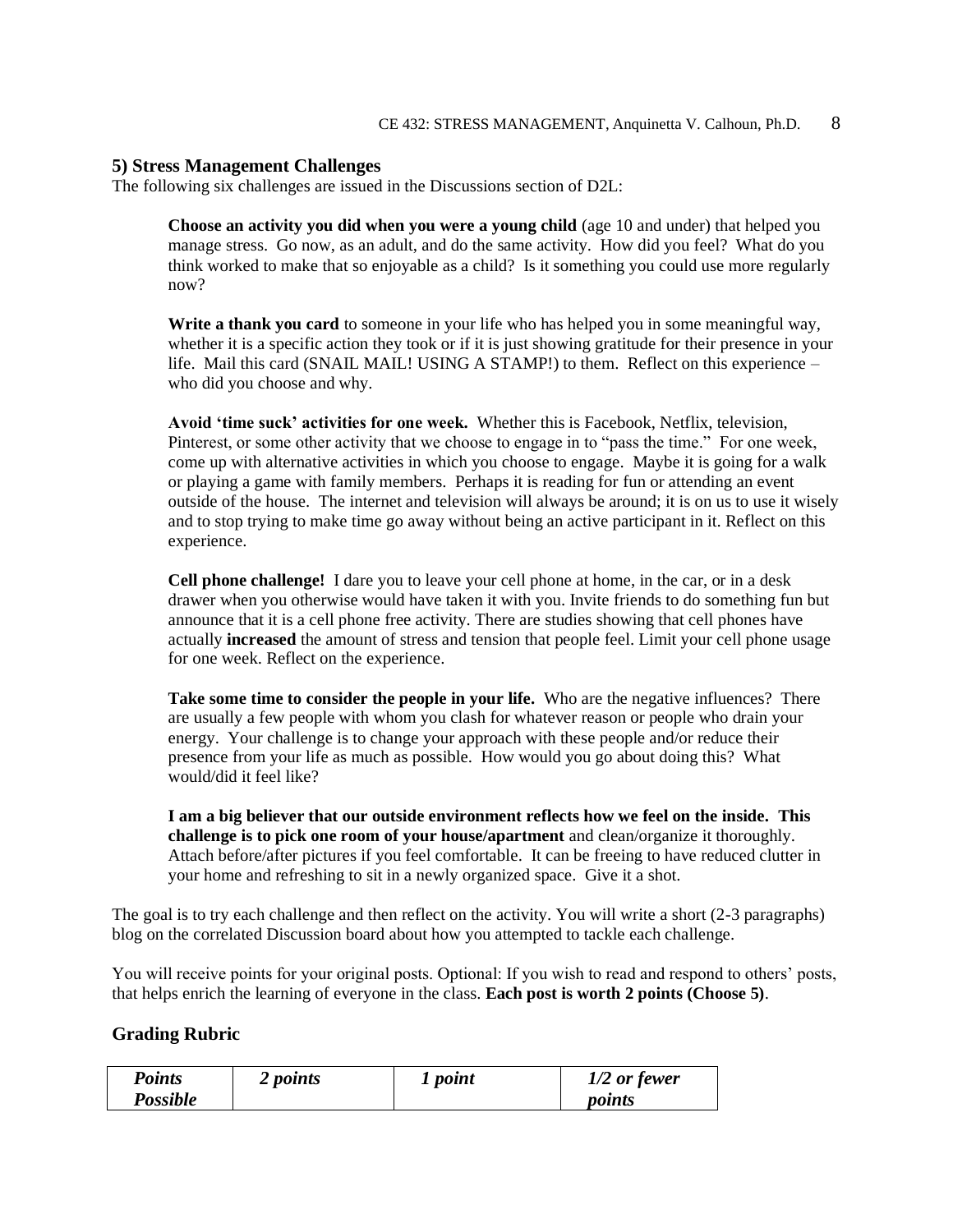### 5) Stress Management Challenges

The following six challenges are issued in the Discussions section of D2L:

**Choose an activity you did when you were a young child** (age 10 and under) that helped you manage stress. Go now, as an adult, and do the same activity. How did you feel? What do you think worked to make that so enjoyable as a child? Is it something you could use more regularly now?

**Write a thank you card** to someone in your life who has helped you in some meaningful way, whether it is a specific action they took or if it is just showing gratitude for their presence in your life. Mail this card (SNAIL MAIL! USING A STAMP!) to them. Reflect on this experience – who did you choose and why.

**Avoid 'time suck' activities for one week.** Whether this is Facebook, Netflix, television, Pinterest, or some other activity that we choose to engage in to "pass the time." For one week, come up with alternative activities in which you choose to engage. Maybe it is going for a walk or playing a game with family members. Perhaps it is reading for fun or attending an event outside of the house. The internet and television will always be around; it is on us to use it wisely and to stop trying to make time go away without being an active participant in it. Reflect on this experience.

**Cell phone challenge!** I dare you to leave your cell phone at home, in the car, or in a desk drawer when you otherwise would have taken it with you. Invite friends to do something fun but announce that it is a cell phone free activity. There are studies showing that cell phones have actually **increased** the amount of stress and tension that people feel. Limit your cell phone usage for one week. Reflect on the experience.

**Take some time to consider the people in your life.** Who are the negative influences? There are usually a few people with whom you clash for whatever reason or people who drain your energy. Your challenge is to change your approach with these people and/or reduce their presence from your life as much as possible. How would you go about doing this? What would/did it feel like?

**I am a big believer that our outside environment reflects how we feel on the inside. This challenge is to pick one room of your house/apartment** and clean/organize it thoroughly. Attach before/after pictures if you feel comfortable. It can be freeing to have reduced clutter in your home and refreshing to sit in a newly organized space. Give it a shot.

The goal is to try each challenge and then reflect on the activity. You will write a short (2-3 paragraphs) blog on the correlated Discussion board about how you attempted to tackle each challenge.

You will receive points for your original posts. Optional: If you wish to read and respond to others' posts, that helps enrich the learning of everyone in the class. **Each post is worth 2 points (Choose 5)**.

### Grading Rubric

| ***Points Possible*** | ***2 points*** | ***1 point*** | ***1/2 or fewer points*** |
|---|---|---|---|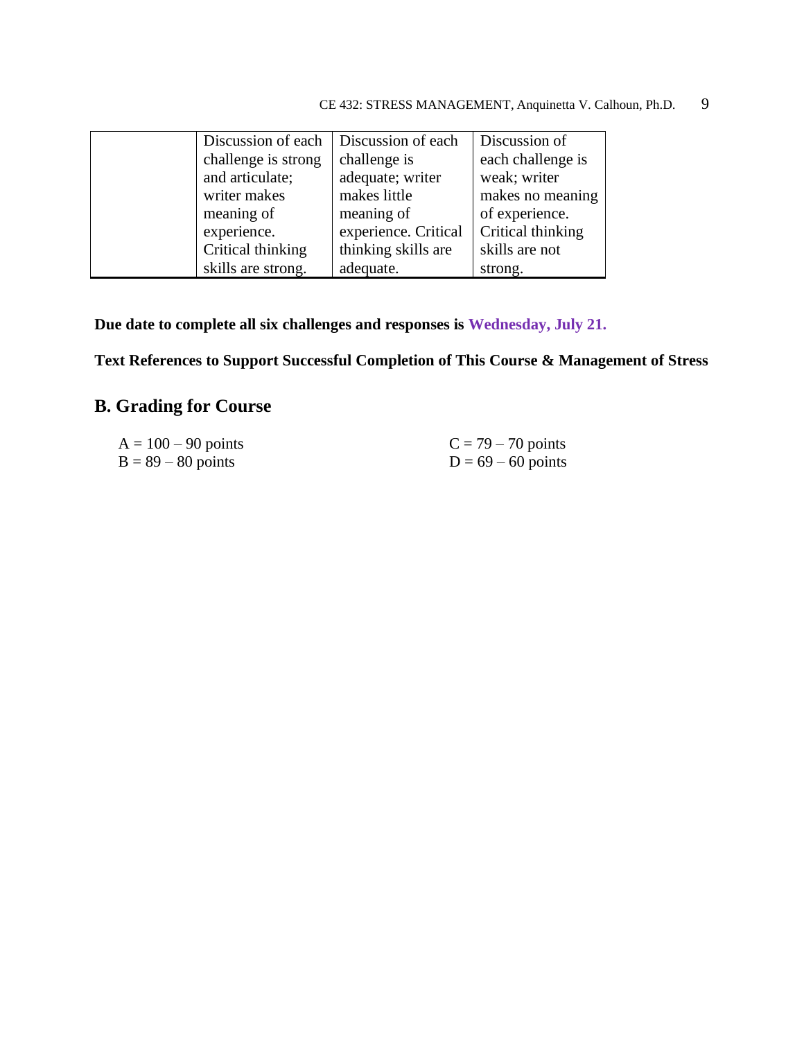| | | | |
|---|---|---|---|
| | Discussion of each challenge is strong and articulate; writer makes meaning of experience. Critical thinking skills are strong. | Discussion of each challenge is adequate; writer makes little meaning of experience. Critical thinking skills are adequate. | Discussion of each challenge is weak; writer makes no meaning of experience. Critical thinking skills are not strong. |

**Due date to complete all six challenges and responses is Wednesday, July 21.**

**Text References to Support Successful Completion of This Course & Management of Stress**

## B. Grading for Course

A = 100 – 90 points
B = 89 – 80 points
C = 79 – 70 points
D = 69 – 60 points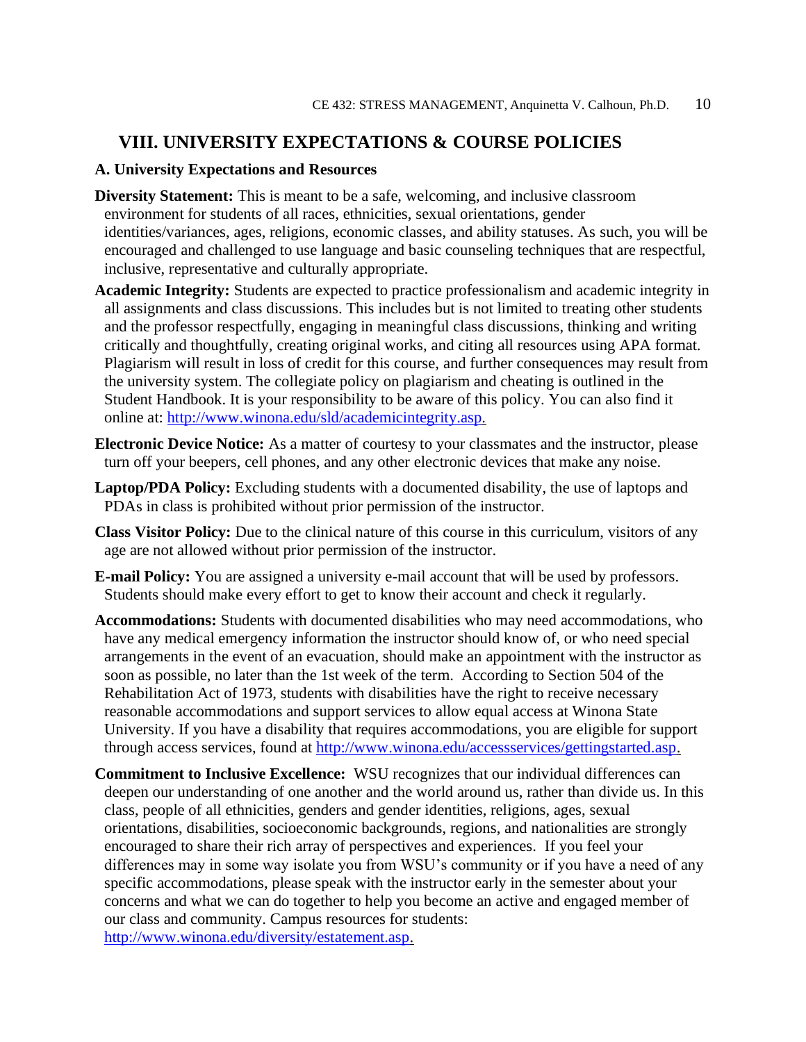## VIII. UNIVERSITY EXPECTATIONS & COURSE POLICIES

### A. University Expectations and Resources

**Diversity Statement:** This is meant to be a safe, welcoming, and inclusive classroom environment for students of all races, ethnicities, sexual orientations, gender identities/variances, ages, religions, economic classes, and ability statuses. As such, you will be encouraged and challenged to use language and basic counseling techniques that are respectful, inclusive, representative and culturally appropriate.

**Academic Integrity:** Students are expected to practice professionalism and academic integrity in all assignments and class discussions. This includes but is not limited to treating other students and the professor respectfully, engaging in meaningful class discussions, thinking and writing critically and thoughtfully, creating original works, and citing all resources using APA format. Plagiarism will result in loss of credit for this course, and further consequences may result from the university system. The collegiate policy on plagiarism and cheating is outlined in the Student Handbook. It is your responsibility to be aware of this policy. You can also find it online at: http://www.winona.edu/sld/academicintegrity.asp.

**Electronic Device Notice:** As a matter of courtesy to your classmates and the instructor, please turn off your beepers, cell phones, and any other electronic devices that make any noise.

**Laptop/PDA Policy:** Excluding students with a documented disability, the use of laptops and PDAs in class is prohibited without prior permission of the instructor.

**Class Visitor Policy:** Due to the clinical nature of this course in this curriculum, visitors of any age are not allowed without prior permission of the instructor.

**E-mail Policy:** You are assigned a university e-mail account that will be used by professors. Students should make every effort to get to know their account and check it regularly.

**Accommodations:** Students with documented disabilities who may need accommodations, who have any medical emergency information the instructor should know of, or who need special arrangements in the event of an evacuation, should make an appointment with the instructor as soon as possible, no later than the 1st week of the term. According to Section 504 of the Rehabilitation Act of 1973, students with disabilities have the right to receive necessary reasonable accommodations and support services to allow equal access at Winona State University. If you have a disability that requires accommodations, you are eligible for support through access services, found at http://www.winona.edu/accessservices/gettingstarted.asp.

**Commitment to Inclusive Excellence:** WSU recognizes that our individual differences can deepen our understanding of one another and the world around us, rather than divide us. In this class, people of all ethnicities, genders and gender identities, religions, ages, sexual orientations, disabilities, socioeconomic backgrounds, regions, and nationalities are strongly encouraged to share their rich array of perspectives and experiences. If you feel your differences may in some way isolate you from WSU's community or if you have a need of any specific accommodations, please speak with the instructor early in the semester about your concerns and what we can do together to help you become an active and engaged member of our class and community. Campus resources for students: http://www.winona.edu/diversity/estatement.asp.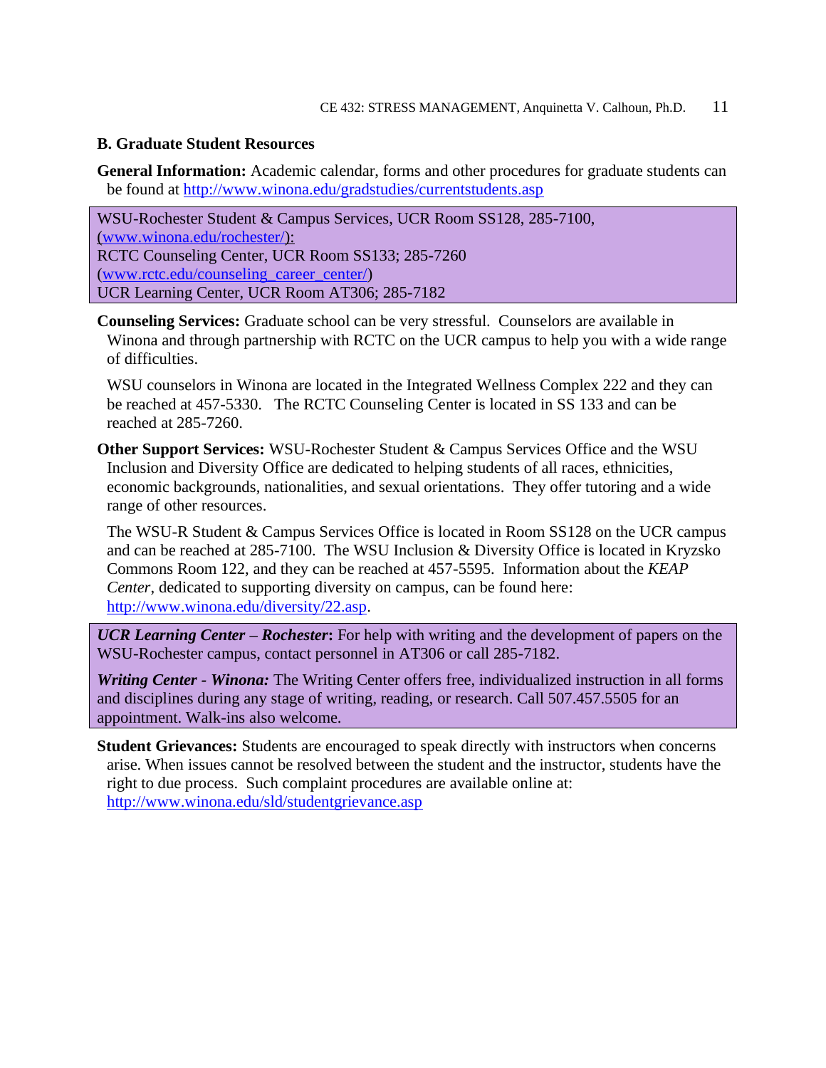### B. Graduate Student Resources

**General Information:** Academic calendar, forms and other procedures for graduate students can be found at http://www.winona.edu/gradstudies/currentstudents.asp

WSU-Rochester Student & Campus Services, UCR Room SS128, 285-7100, (www.winona.edu/rochester/):
RCTC Counseling Center, UCR Room SS133; 285-7260 (www.rctc.edu/counseling_career_center/)
UCR Learning Center, UCR Room AT306; 285-7182

**Counseling Services:** Graduate school can be very stressful. Counselors are available in Winona and through partnership with RCTC on the UCR campus to help you with a wide range of difficulties.

WSU counselors in Winona are located in the Integrated Wellness Complex 222 and they can be reached at 457-5330. The RCTC Counseling Center is located in SS 133 and can be reached at 285-7260.

**Other Support Services:** WSU-Rochester Student & Campus Services Office and the WSU Inclusion and Diversity Office are dedicated to helping students of all races, ethnicities, economic backgrounds, nationalities, and sexual orientations. They offer tutoring and a wide range of other resources.

The WSU-R Student & Campus Services Office is located in Room SS128 on the UCR campus and can be reached at 285-7100. The WSU Inclusion & Diversity Office is located in Kryzsko Commons Room 122, and they can be reached at 457-5595. Information about the *KEAP Center*, dedicated to supporting diversity on campus, can be found here: http://www.winona.edu/diversity/22.asp.

***UCR Learning Center – Rochester*:** For help with writing and the development of papers on the WSU-Rochester campus, contact personnel in AT306 or call 285-7182.

***Writing Center - Winona:*** The Writing Center offers free, individualized instruction in all forms and disciplines during any stage of writing, reading, or research. Call 507.457.5505 for an appointment. Walk-ins also welcome.

**Student Grievances:** Students are encouraged to speak directly with instructors when concerns arise. When issues cannot be resolved between the student and the instructor, students have the right to due process. Such complaint procedures are available online at: http://www.winona.edu/sld/studentgrievance.asp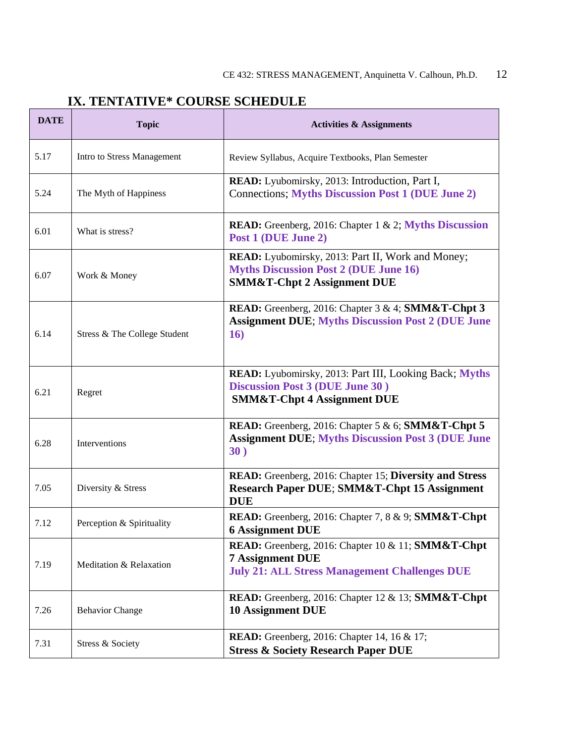## IX. TENTATIVE* COURSE SCHEDULE

| DATE | Topic | Activities & Assignments |
|---|---|---|
| 5.17 | Intro to Stress Management | Review Syllabus, Acquire Textbooks, Plan Semester |
| 5.24 | The Myth of Happiness | **READ:** Lyubomirsky, 2013: Introduction, Part I, Connections; **Myths Discussion Post 1 (DUE June 2)** |
| 6.01 | What is stress? | **READ:** Greenberg, 2016: Chapter 1 & 2; **Myths Discussion Post 1 (DUE June 2)** |
| 6.07 | Work & Money | **READ:** Lyubomirsky, 2013: Part II, Work and Money; **Myths Discussion Post 2 (DUE June 16)** **SMM&T-Chpt 2 Assignment DUE** |
| 6.14 | Stress & The College Student | **READ:** Greenberg, 2016: Chapter 3 & 4; **SMM&T-Chpt 3 Assignment DUE**; **Myths Discussion Post 2 (DUE June 16)** |
| 6.21 | Regret | **READ:** Lyubomirsky, 2013: Part III, Looking Back; **Myths Discussion Post 3 (DUE June 30 )** **SMM&T-Chpt 4 Assignment DUE** |
| 6.28 | Interventions | **READ:** Greenberg, 2016: Chapter 5 & 6; **SMM&T-Chpt 5 Assignment DUE**; **Myths Discussion Post 3 (DUE June 30 )** |
| 7.05 | Diversity & Stress | **READ:** Greenberg, 2016: Chapter 15; **Diversity and Stress Research Paper DUE**; **SMM&T-Chpt 15 Assignment DUE** |
| 7.12 | Perception & Spirituality | **READ:** Greenberg, 2016: Chapter 7, 8 & 9; **SMM&T-Chpt 6 Assignment DUE** |
| 7.19 | Meditation & Relaxation | **READ:** Greenberg, 2016: Chapter 10 & 11; **SMM&T-Chpt 7 Assignment DUE** **July 21: ALL Stress Management Challenges DUE** |
| 7.26 | Behavior Change | **READ:** Greenberg, 2016: Chapter 12 & 13; **SMM&T-Chpt 10 Assignment DUE** |
| 7.31 | Stress & Society | **READ:** Greenberg, 2016: Chapter 14, 16 & 17; **Stress & Society Research Paper DUE** |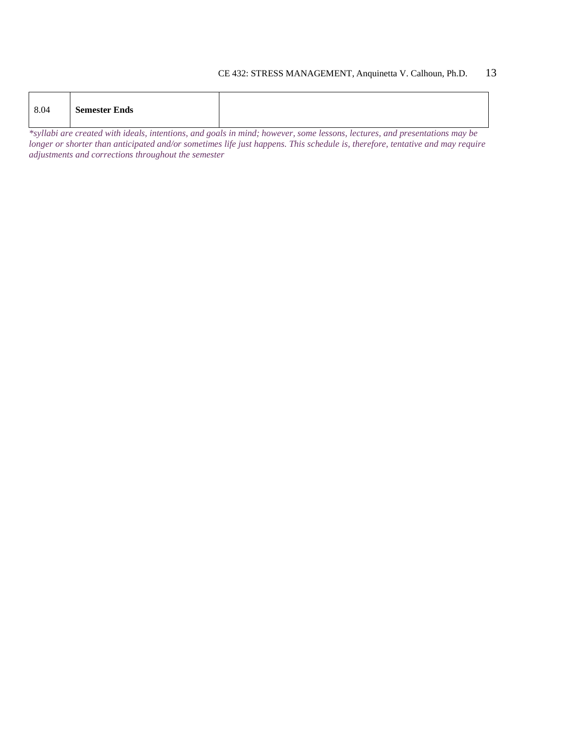| | | |
|---|---|---|
| 8.04 | **Semester Ends** | |

*\*syllabi are created with ideals, intentions, and goals in mind; however, some lessons, lectures, and presentations may be longer or shorter than anticipated and/or sometimes life just happens. This schedule is, therefore, tentative and may require adjustments and corrections throughout the semester*